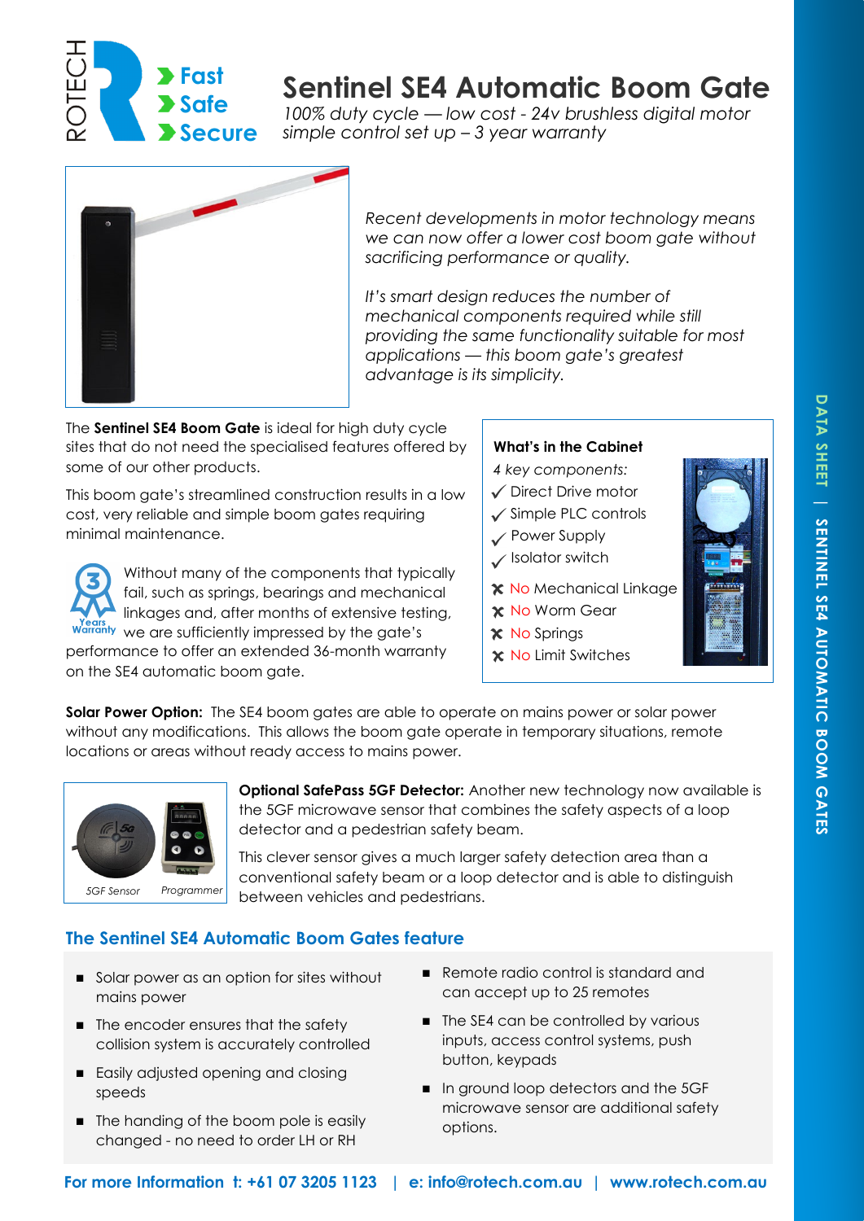# Sentinel SE4 Automatic Boom Gate

*100% duty cycle — low cost - 24v brushless digital motor*
*simple control set up – 3 year warranty*

*Recent developments in motor technology means we can now offer a lower cost boom gate without sacrificing performance or quality.*

*It's smart design reduces the number of mechanical components required while still providing the same functionality suitable for most applications — this boom gate's greatest advantage is its simplicity.*

The **Sentinel SE4 Boom Gate** is ideal for high duty cycle sites that do not need the specialised features offered by some of our other products.

This boom gate's streamlined construction results in a low cost, very reliable and simple boom gates requiring minimal maintenance.

Without many of the components that typically fail, such as springs, bearings and mechanical linkages and, after months of extensive testing, we are sufficiently impressed by the gate's performance to offer an extended 36-month warranty on the SE4 automatic boom gate.

**What's in the Cabinet**

*4 key components:*

- ✓ Direct Drive motor
- ✓ Simple PLC controls
- ✓ Power Supply
- ✓ Isolator switch

- ✗ No Mechanical Linkage
- ✗ No Worm Gear
- ✗ No Springs
- ✗ No Limit Switches

**Solar Power Option:** The SE4 boom gates are able to operate on mains power or solar power without any modifications. This allows the boom gate operate in temporary situations, remote locations or areas without ready access to mains power.

*5GF Sensor* *Programmer*

**Optional SafePass 5GF Detector:** Another new technology now available is the 5GF microwave sensor that combines the safety aspects of a loop detector and a pedestrian safety beam.

This clever sensor gives a much larger safety detection area than a conventional safety beam or a loop detector and is able to distinguish between vehicles and pedestrians.

## The Sentinel SE4 Automatic Boom Gates feature

- Solar power as an option for sites without mains power
- The encoder ensures that the safety collision system is accurately controlled
- Easily adjusted opening and closing speeds
- The handing of the boom pole is easily changed - no need to order LH or RH
- Remote radio control is standard and can accept up to 25 remotes
- The SE4 can be controlled by various inputs, access control systems, push button, keypads
- In ground loop detectors and the 5GF microwave sensor are additional safety options.

**For more Information t: +61 07 3205 1123 | e: info@rotech.com.au | www.rotech.com.au**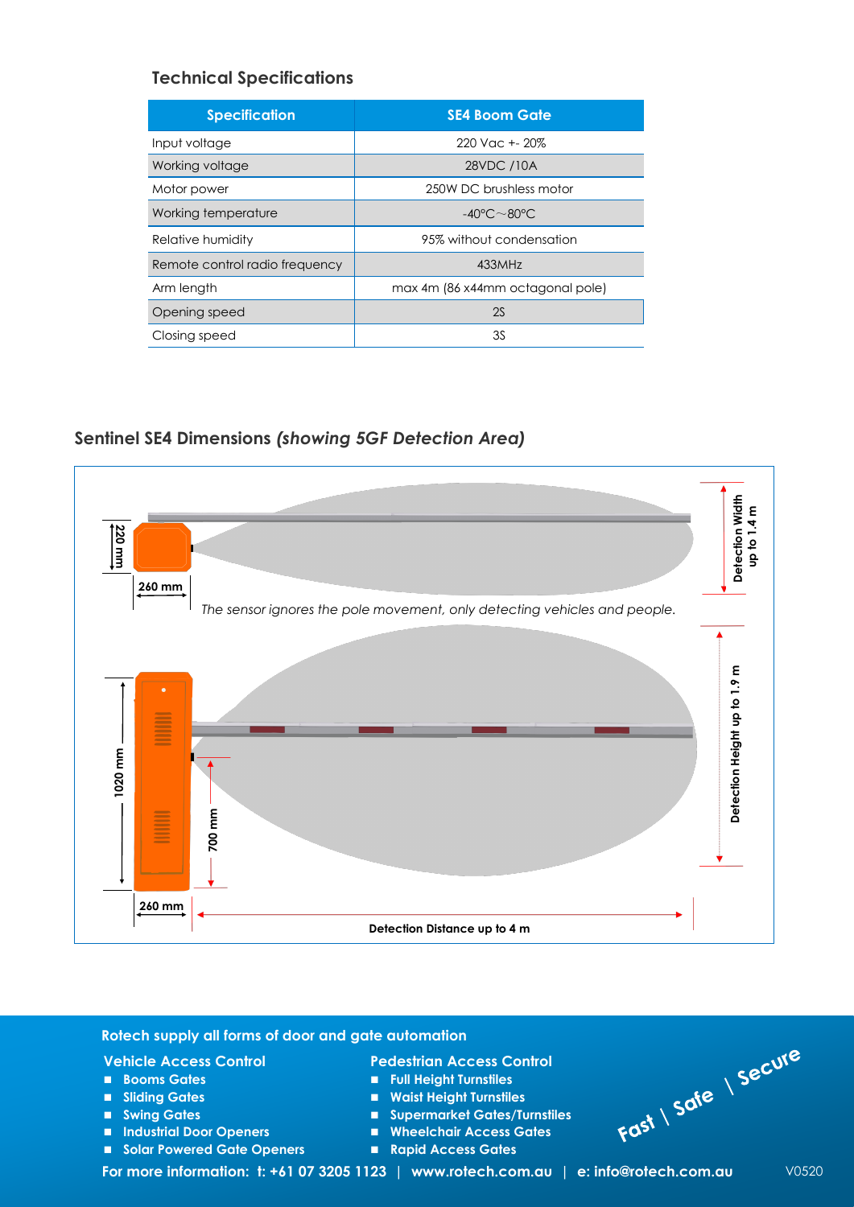## Technical Specifications

| Specification | SE4 Boom Gate |
|---|---|
| Input voltage | 220 Vac +- 20% |
| Working voltage | 28VDC /10A |
| Motor power | 250W DC brushless motor |
| Working temperature | -40°C～80°C |
| Relative humidity | 95% without condensation |
| Remote control radio frequency | 433MHz |
| Arm length | max 4m (86 x44mm octagonal pole) |
| Opening speed | 2S |
| Closing speed | 3S |

## Sentinel SE4 Dimensions *(showing 5GF Detection Area)*

220 mm

260 mm

Detection Width up to 1.4 m

*The sensor ignores the pole movement, only detecting vehicles and people.*

1020 mm

700 mm

260 mm

Detection Height up to 1.9 m

Detection Distance up to 4 m

**Rotech supply all forms of door and gate automation**

**Vehicle Access Control**

- Booms Gates
- Sliding Gates
- Swing Gates
- Industrial Door Openers
- Solar Powered Gate Openers

**Pedestrian Access Control**

- Full Height Turnstiles
- Waist Height Turnstiles
- Supermarket Gates/Turnstiles
- Wheelchair Access Gates
- Rapid Access Gates

Fast | Safe | Secure

**For more information: t: +61 07 3205 1123 | www.rotech.com.au | e: info@rotech.com.au**

V0520